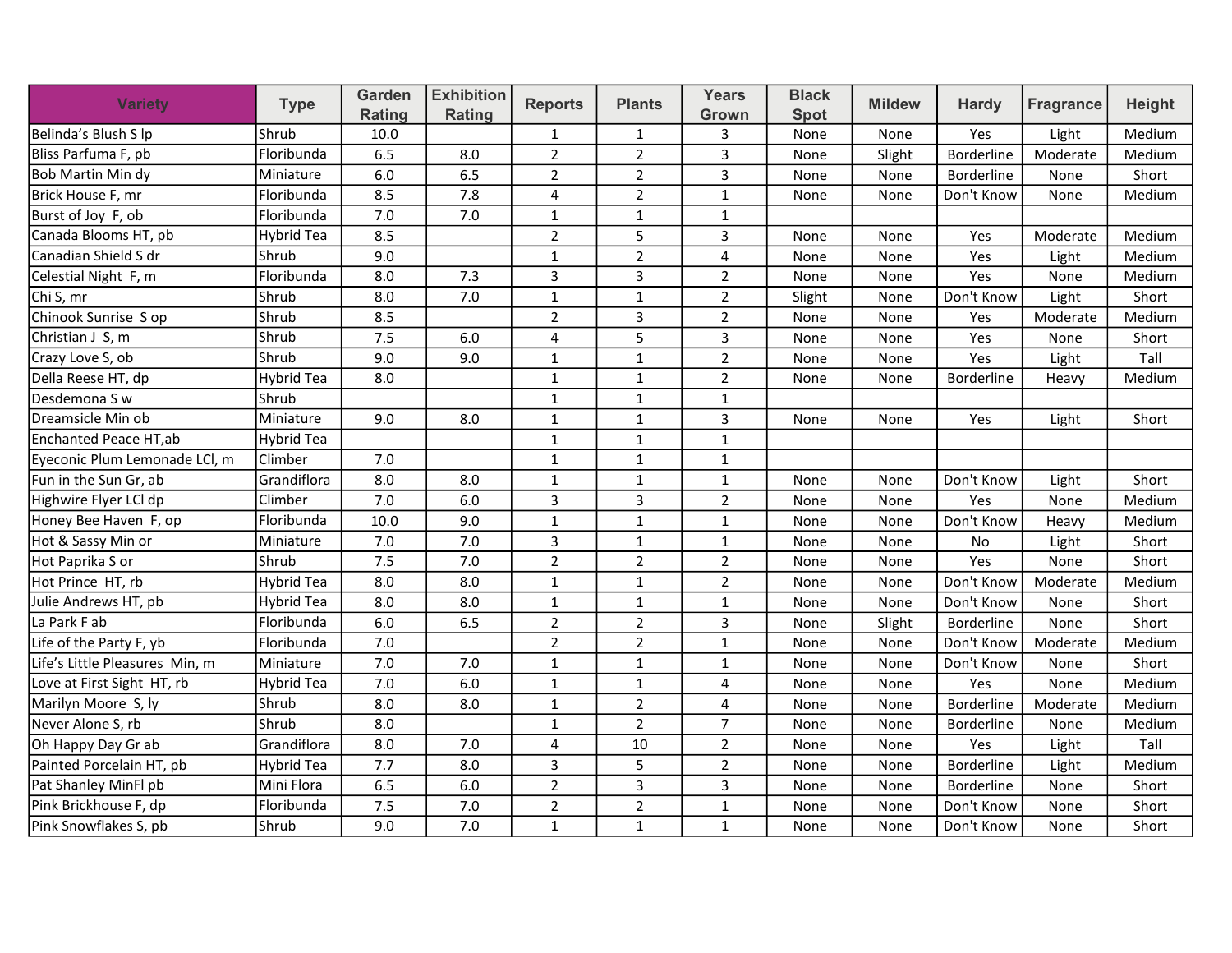| Variety | Type | Garden Rating | Exhibition Rating | Reports | Plants | Years Grown | Black Spot | Mildew | Hardy | Fragrance | Height |
|---|---|---|---|---|---|---|---|---|---|---|---|
| Belinda's Blush S lp | Shrub | 10.0 | | 1 | 1 | 3 | None | None | Yes | Light | Medium |
| Bliss Parfuma F, pb | Floribunda | 6.5 | 8.0 | 2 | 2 | 3 | None | Slight | Borderline | Moderate | Medium |
| Bob Martin Min dy | Miniature | 6.0 | 6.5 | 2 | 2 | 3 | None | None | Borderline | None | Short |
| Brick House F, mr | Floribunda | 8.5 | 7.8 | 4 | 2 | 1 | None | None | Don't Know | None | Medium |
| Burst of Joy F, ob | Floribunda | 7.0 | 7.0 | 1 | 1 | 1 | | | | | |
| Canada Blooms HT, pb | Hybrid Tea | 8.5 | | 2 | 5 | 3 | None | None | Yes | Moderate | Medium |
| Canadian Shield S dr | Shrub | 9.0 | | 1 | 2 | 4 | None | None | Yes | Light | Medium |
| Celestial Night F, m | Floribunda | 8.0 | 7.3 | 3 | 3 | 2 | None | None | Yes | None | Medium |
| Chi S, mr | Shrub | 8.0 | 7.0 | 1 | 1 | 2 | Slight | None | Don't Know | Light | Short |
| Chinook Sunrise S op | Shrub | 8.5 | | 2 | 3 | 2 | None | None | Yes | Moderate | Medium |
| Christian J S, m | Shrub | 7.5 | 6.0 | 4 | 5 | 3 | None | None | Yes | None | Short |
| Crazy Love S, ob | Shrub | 9.0 | 9.0 | 1 | 1 | 2 | None | None | Yes | Light | Tall |
| Della Reese HT, dp | Hybrid Tea | 8.0 | | 1 | 1 | 2 | None | None | Borderline | Heavy | Medium |
| Desdemona S w | Shrub | | | 1 | 1 | 1 | | | | | |
| Dreamsicle Min ob | Miniature | 9.0 | 8.0 | 1 | 1 | 3 | None | None | Yes | Light | Short |
| Enchanted Peace HT,ab | Hybrid Tea | | | 1 | 1 | 1 | | | | | |
| Eyeconic Plum Lemonade LCl, m | Climber | 7.0 | | 1 | 1 | 1 | | | | | |
| Fun in the Sun Gr, ab | Grandiflora | 8.0 | 8.0 | 1 | 1 | 1 | None | None | Don't Know | Light | Short |
| Highwire Flyer LCl dp | Climber | 7.0 | 6.0 | 3 | 3 | 2 | None | None | Yes | None | Medium |
| Honey Bee Haven F, op | Floribunda | 10.0 | 9.0 | 1 | 1 | 1 | None | None | Don't Know | Heavy | Medium |
| Hot & Sassy Min or | Miniature | 7.0 | 7.0 | 3 | 1 | 1 | None | None | No | Light | Short |
| Hot Paprika S or | Shrub | 7.5 | 7.0 | 2 | 2 | 2 | None | None | Yes | None | Short |
| Hot Prince HT, rb | Hybrid Tea | 8.0 | 8.0 | 1 | 1 | 2 | None | None | Don't Know | Moderate | Medium |
| Julie Andrews HT, pb | Hybrid Tea | 8.0 | 8.0 | 1 | 1 | 1 | None | None | Don't Know | None | Short |
| La Park F ab | Floribunda | 6.0 | 6.5 | 2 | 2 | 3 | None | Slight | Borderline | None | Short |
| Life of the Party F, yb | Floribunda | 7.0 | | 2 | 2 | 1 | None | None | Don't Know | Moderate | Medium |
| Life's Little Pleasures Min, m | Miniature | 7.0 | 7.0 | 1 | 1 | 1 | None | None | Don't Know | None | Short |
| Love at First Sight HT, rb | Hybrid Tea | 7.0 | 6.0 | 1 | 1 | 4 | None | None | Yes | None | Medium |
| Marilyn Moore S, ly | Shrub | 8.0 | 8.0 | 1 | 2 | 4 | None | None | Borderline | Moderate | Medium |
| Never Alone S, rb | Shrub | 8.0 | | 1 | 2 | 7 | None | None | Borderline | None | Medium |
| Oh Happy Day Gr ab | Grandiflora | 8.0 | 7.0 | 4 | 10 | 2 | None | None | Yes | Light | Tall |
| Painted Porcelain HT, pb | Hybrid Tea | 7.7 | 8.0 | 3 | 5 | 2 | None | None | Borderline | Light | Medium |
| Pat Shanley MinFl pb | Mini Flora | 6.5 | 6.0 | 2 | 3 | 3 | None | None | Borderline | None | Short |
| Pink Brickhouse F, dp | Floribunda | 7.5 | 7.0 | 2 | 2 | 1 | None | None | Don't Know | None | Short |
| Pink Snowflakes S, pb | Shrub | 9.0 | 7.0 | 1 | 1 | 1 | None | None | Don't Know | None | Short |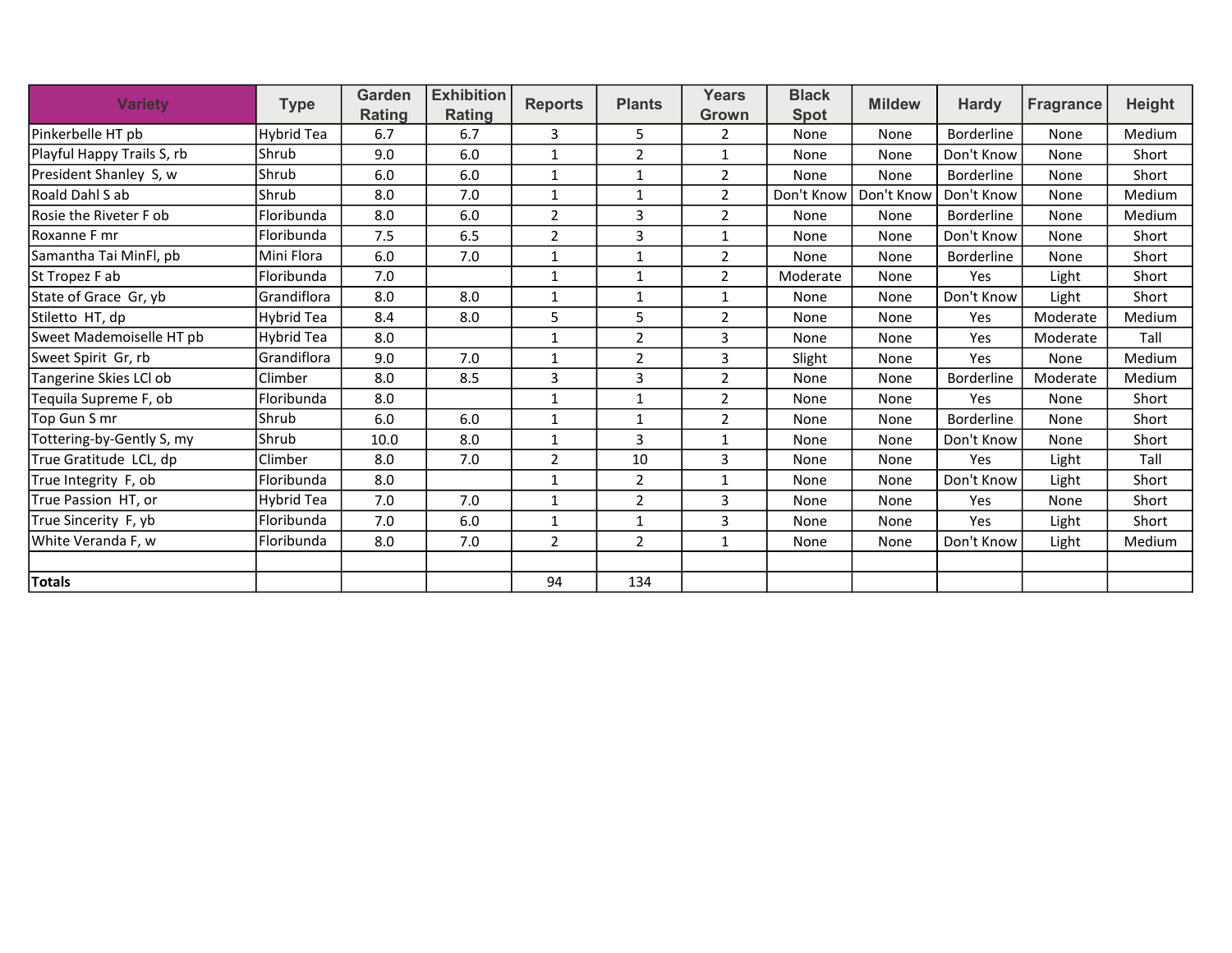| Variety | Type | Garden Rating | Exhibition Rating | Reports | Plants | Years Grown | Black Spot | Mildew | Hardy | Fragrance | Height |
|---|---|---|---|---|---|---|---|---|---|---|---|
| Pinkerbelle HT pb | Hybrid Tea | 6.7 | 6.7 | 3 | 5 | 2 | None | None | Borderline | None | Medium |
| Playful Happy Trails S, rb | Shrub | 9.0 | 6.0 | 1 | 2 | 1 | None | None | Don't Know | None | Short |
| President Shanley S, w | Shrub | 6.0 | 6.0 | 1 | 1 | 2 | None | None | Borderline | None | Short |
| Roald Dahl S ab | Shrub | 8.0 | 7.0 | 1 | 1 | 2 | Don't Know | Don't Know | Don't Know | None | Medium |
| Rosie the Riveter F ob | Floribunda | 8.0 | 6.0 | 2 | 3 | 2 | None | None | Borderline | None | Medium |
| Roxanne F mr | Floribunda | 7.5 | 6.5 | 2 | 3 | 1 | None | None | Don't Know | None | Short |
| Samantha Tai MinFl, pb | Mini Flora | 6.0 | 7.0 | 1 | 1 | 2 | None | None | Borderline | None | Short |
| St Tropez F ab | Floribunda | 7.0 | | 1 | 1 | 2 | Moderate | None | Yes | Light | Short |
| State of Grace Gr, yb | Grandiflora | 8.0 | 8.0 | 1 | 1 | 1 | None | None | Don't Know | Light | Short |
| Stiletto HT, dp | Hybrid Tea | 8.4 | 8.0 | 5 | 5 | 2 | None | None | Yes | Moderate | Medium |
| Sweet Mademoiselle HT pb | Hybrid Tea | 8.0 | | 1 | 2 | 3 | None | None | Yes | Moderate | Tall |
| Sweet Spirit Gr, rb | Grandiflora | 9.0 | 7.0 | 1 | 2 | 3 | Slight | None | Yes | None | Medium |
| Tangerine Skies LCl ob | Climber | 8.0 | 8.5 | 3 | 3 | 2 | None | None | Borderline | Moderate | Medium |
| Tequila Supreme F, ob | Floribunda | 8.0 | | 1 | 1 | 2 | None | None | Yes | None | Short |
| Top Gun S mr | Shrub | 6.0 | 6.0 | 1 | 1 | 2 | None | None | Borderline | None | Short |
| Tottering-by-Gently S, my | Shrub | 10.0 | 8.0 | 1 | 3 | 1 | None | None | Don't Know | None | Short |
| True Gratitude LCL, dp | Climber | 8.0 | 7.0 | 2 | 10 | 3 | None | None | Yes | Light | Tall |
| True Integrity F, ob | Floribunda | 8.0 | | 1 | 2 | 1 | None | None | Don't Know | Light | Short |
| True Passion HT, or | Hybrid Tea | 7.0 | 7.0 | 1 | 2 | 3 | None | None | Yes | None | Short |
| True Sincerity F, yb | Floribunda | 7.0 | 6.0 | 1 | 1 | 3 | None | None | Yes | Light | Short |
| White Veranda F, w | Floribunda | 8.0 | 7.0 | 2 | 2 | 1 | None | None | Don't Know | Light | Medium |
| | | | | | | | | | | | |
| **Totals** | | | | 94 | 134 | | | | | | |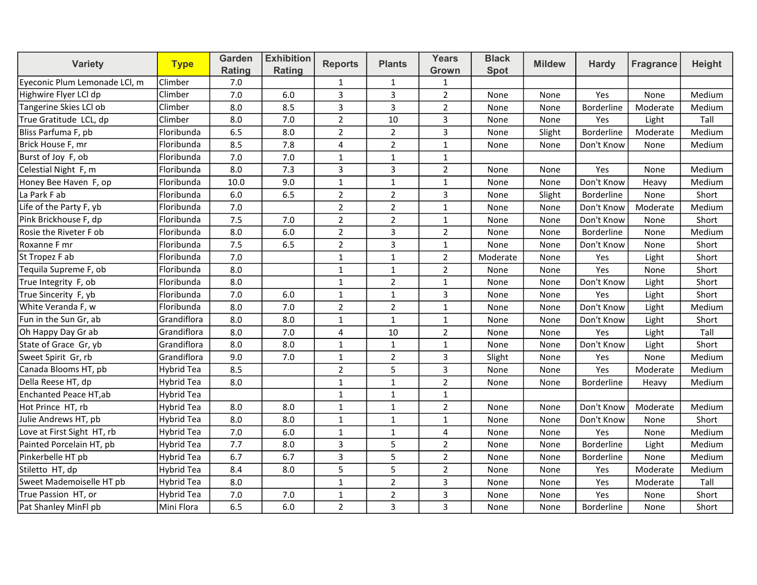| Variety | Type | Garden Rating | Exhibition Rating | Reports | Plants | Years Grown | Black Spot | Mildew | Hardy | Fragrance | Height |
|---|---|---|---|---|---|---|---|---|---|---|---|
| Eyeconic Plum Lemonade LCl, m | Climber | 7.0 | | 1 | 1 | 1 | | | | | |
| Highwire Flyer LCl dp | Climber | 7.0 | 6.0 | 3 | 3 | 2 | None | None | Yes | None | Medium |
| Tangerine Skies LCl ob | Climber | 8.0 | 8.5 | 3 | 3 | 2 | None | None | Borderline | Moderate | Medium |
| True Gratitude LCL, dp | Climber | 8.0 | 7.0 | 2 | 10 | 3 | None | None | Yes | Light | Tall |
| Bliss Parfuma F, pb | Floribunda | 6.5 | 8.0 | 2 | 2 | 3 | None | Slight | Borderline | Moderate | Medium |
| Brick House F, mr | Floribunda | 8.5 | 7.8 | 4 | 2 | 1 | None | None | Don't Know | None | Medium |
| Burst of Joy F, ob | Floribunda | 7.0 | 7.0 | 1 | 1 | 1 | | | | | |
| Celestial Night F, m | Floribunda | 8.0 | 7.3 | 3 | 3 | 2 | None | None | Yes | None | Medium |
| Honey Bee Haven F, op | Floribunda | 10.0 | 9.0 | 1 | 1 | 1 | None | None | Don't Know | Heavy | Medium |
| La Park F ab | Floribunda | 6.0 | 6.5 | 2 | 2 | 3 | None | Slight | Borderline | None | Short |
| Life of the Party F, yb | Floribunda | 7.0 | | 2 | 2 | 1 | None | None | Don't Know | Moderate | Medium |
| Pink Brickhouse F, dp | Floribunda | 7.5 | 7.0 | 2 | 2 | 1 | None | None | Don't Know | None | Short |
| Rosie the Riveter F ob | Floribunda | 8.0 | 6.0 | 2 | 3 | 2 | None | None | Borderline | None | Medium |
| Roxanne F mr | Floribunda | 7.5 | 6.5 | 2 | 3 | 1 | None | None | Don't Know | None | Short |
| St Tropez F ab | Floribunda | 7.0 | | 1 | 1 | 2 | Moderate | None | Yes | Light | Short |
| Tequila Supreme F, ob | Floribunda | 8.0 | | 1 | 1 | 2 | None | None | Yes | None | Short |
| True Integrity F, ob | Floribunda | 8.0 | | 1 | 2 | 1 | None | None | Don't Know | Light | Short |
| True Sincerity F, yb | Floribunda | 7.0 | 6.0 | 1 | 1 | 3 | None | None | Yes | Light | Short |
| White Veranda F, w | Floribunda | 8.0 | 7.0 | 2 | 2 | 1 | None | None | Don't Know | Light | Medium |
| Fun in the Sun Gr, ab | Grandiflora | 8.0 | 8.0 | 1 | 1 | 1 | None | None | Don't Know | Light | Short |
| Oh Happy Day Gr ab | Grandiflora | 8.0 | 7.0 | 4 | 10 | 2 | None | None | Yes | Light | Tall |
| State of Grace Gr, yb | Grandiflora | 8.0 | 8.0 | 1 | 1 | 1 | None | None | Don't Know | Light | Short |
| Sweet Spirit Gr, rb | Grandiflora | 9.0 | 7.0 | 1 | 2 | 3 | Slight | None | Yes | None | Medium |
| Canada Blooms HT, pb | Hybrid Tea | 8.5 | | 2 | 5 | 3 | None | None | Yes | Moderate | Medium |
| Della Reese HT, dp | Hybrid Tea | 8.0 | | 1 | 1 | 2 | None | None | Borderline | Heavy | Medium |
| Enchanted Peace HT,ab | Hybrid Tea | | | 1 | 1 | 1 | | | | | |
| Hot Prince HT, rb | Hybrid Tea | 8.0 | 8.0 | 1 | 1 | 2 | None | None | Don't Know | Moderate | Medium |
| Julie Andrews HT, pb | Hybrid Tea | 8.0 | 8.0 | 1 | 1 | 1 | None | None | Don't Know | None | Short |
| Love at First Sight HT, rb | Hybrid Tea | 7.0 | 6.0 | 1 | 1 | 4 | None | None | Yes | None | Medium |
| Painted Porcelain HT, pb | Hybrid Tea | 7.7 | 8.0 | 3 | 5 | 2 | None | None | Borderline | Light | Medium |
| Pinkerbelle HT pb | Hybrid Tea | 6.7 | 6.7 | 3 | 5 | 2 | None | None | Borderline | None | Medium |
| Stiletto HT, dp | Hybrid Tea | 8.4 | 8.0 | 5 | 5 | 2 | None | None | Yes | Moderate | Medium |
| Sweet Mademoiselle HT pb | Hybrid Tea | 8.0 | | 1 | 2 | 3 | None | None | Yes | Moderate | Tall |
| True Passion HT, or | Hybrid Tea | 7.0 | 7.0 | 1 | 2 | 3 | None | None | Yes | None | Short |
| Pat Shanley MinFl pb | Mini Flora | 6.5 | 6.0 | 2 | 3 | 3 | None | None | Borderline | None | Short |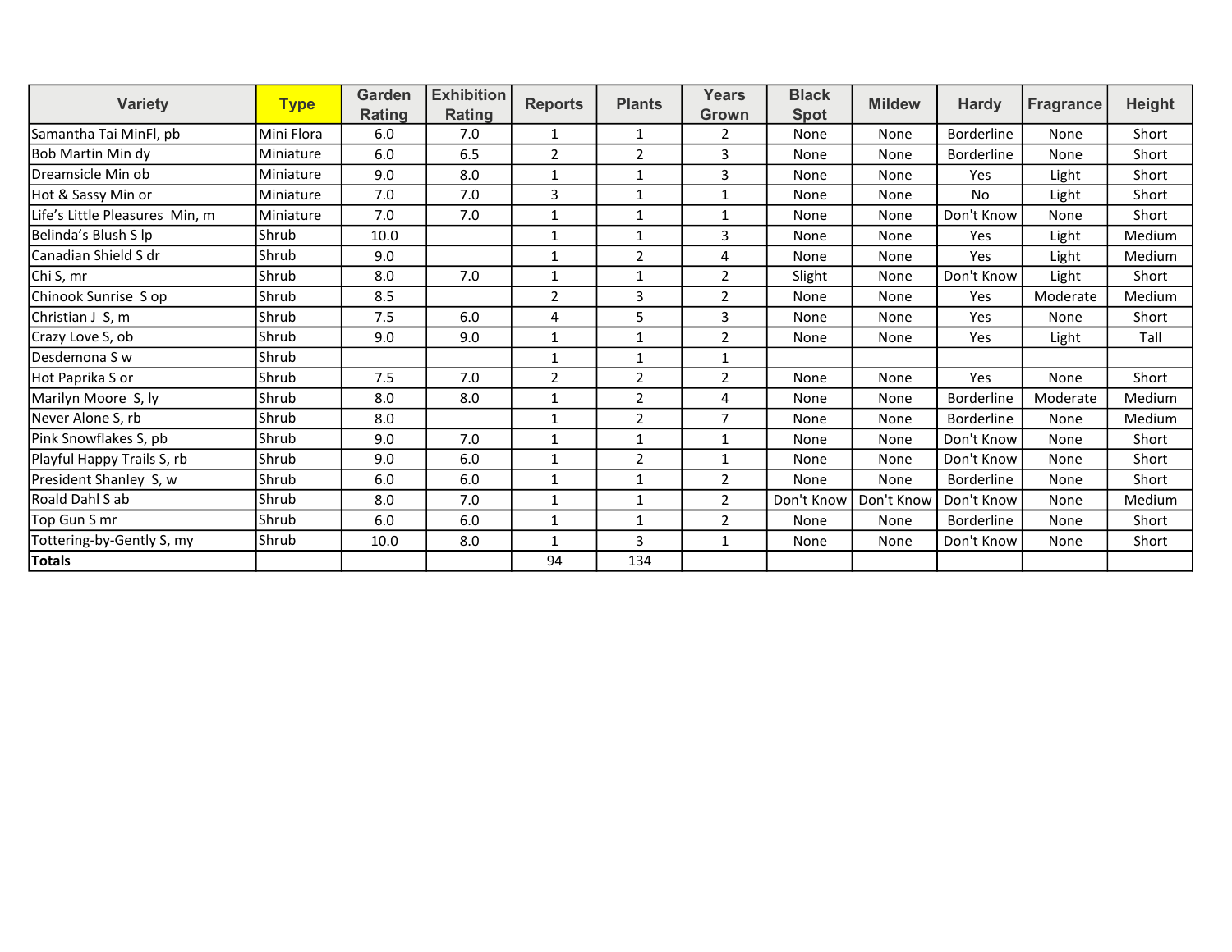| Variety | Type | Garden Rating | Exhibition Rating | Reports | Plants | Years Grown | Black Spot | Mildew | Hardy | Fragrance | Height |
|---|---|---|---|---|---|---|---|---|---|---|---|
| Samantha Tai MinFl, pb | Mini Flora | 6.0 | 7.0 | 1 | 1 | 2 | None | None | Borderline | None | Short |
| Bob Martin Min dy | Miniature | 6.0 | 6.5 | 2 | 2 | 3 | None | None | Borderline | None | Short |
| Dreamsicle Min ob | Miniature | 9.0 | 8.0 | 1 | 1 | 3 | None | None | Yes | Light | Short |
| Hot & Sassy Min or | Miniature | 7.0 | 7.0 | 3 | 1 | 1 | None | None | No | Light | Short |
| Life's Little Pleasures Min, m | Miniature | 7.0 | 7.0 | 1 | 1 | 1 | None | None | Don't Know | None | Short |
| Belinda's Blush S lp | Shrub | 10.0 | | 1 | 1 | 3 | None | None | Yes | Light | Medium |
| Canadian Shield S dr | Shrub | 9.0 | | 1 | 2 | 4 | None | None | Yes | Light | Medium |
| Chi S, mr | Shrub | 8.0 | 7.0 | 1 | 1 | 2 | Slight | None | Don't Know | Light | Short |
| Chinook Sunrise S op | Shrub | 8.5 | | 2 | 3 | 2 | None | None | Yes | Moderate | Medium |
| Christian J S, m | Shrub | 7.5 | 6.0 | 4 | 5 | 3 | None | None | Yes | None | Short |
| Crazy Love S, ob | Shrub | 9.0 | 9.0 | 1 | 1 | 2 | None | None | Yes | Light | Tall |
| Desdemona S w | Shrub | | | 1 | 1 | 1 | | | | | |
| Hot Paprika S or | Shrub | 7.5 | 7.0 | 2 | 2 | 2 | None | None | Yes | None | Short |
| Marilyn Moore S, ly | Shrub | 8.0 | 8.0 | 1 | 2 | 4 | None | None | Borderline | Moderate | Medium |
| Never Alone S, rb | Shrub | 8.0 | | 1 | 2 | 7 | None | None | Borderline | None | Medium |
| Pink Snowflakes S, pb | Shrub | 9.0 | 7.0 | 1 | 1 | 1 | None | None | Don't Know | None | Short |
| Playful Happy Trails S, rb | Shrub | 9.0 | 6.0 | 1 | 2 | 1 | None | None | Don't Know | None | Short |
| President Shanley S, w | Shrub | 6.0 | 6.0 | 1 | 1 | 2 | None | None | Borderline | None | Short |
| Roald Dahl S ab | Shrub | 8.0 | 7.0 | 1 | 1 | 2 | Don't Know | Don't Know | Don't Know | None | Medium |
| Top Gun S mr | Shrub | 6.0 | 6.0 | 1 | 1 | 2 | None | None | Borderline | None | Short |
| Tottering-by-Gently S, my | Shrub | 10.0 | 8.0 | 1 | 3 | 1 | None | None | Don't Know | None | Short |
| **Totals** | | | | 94 | 134 | | | | | | |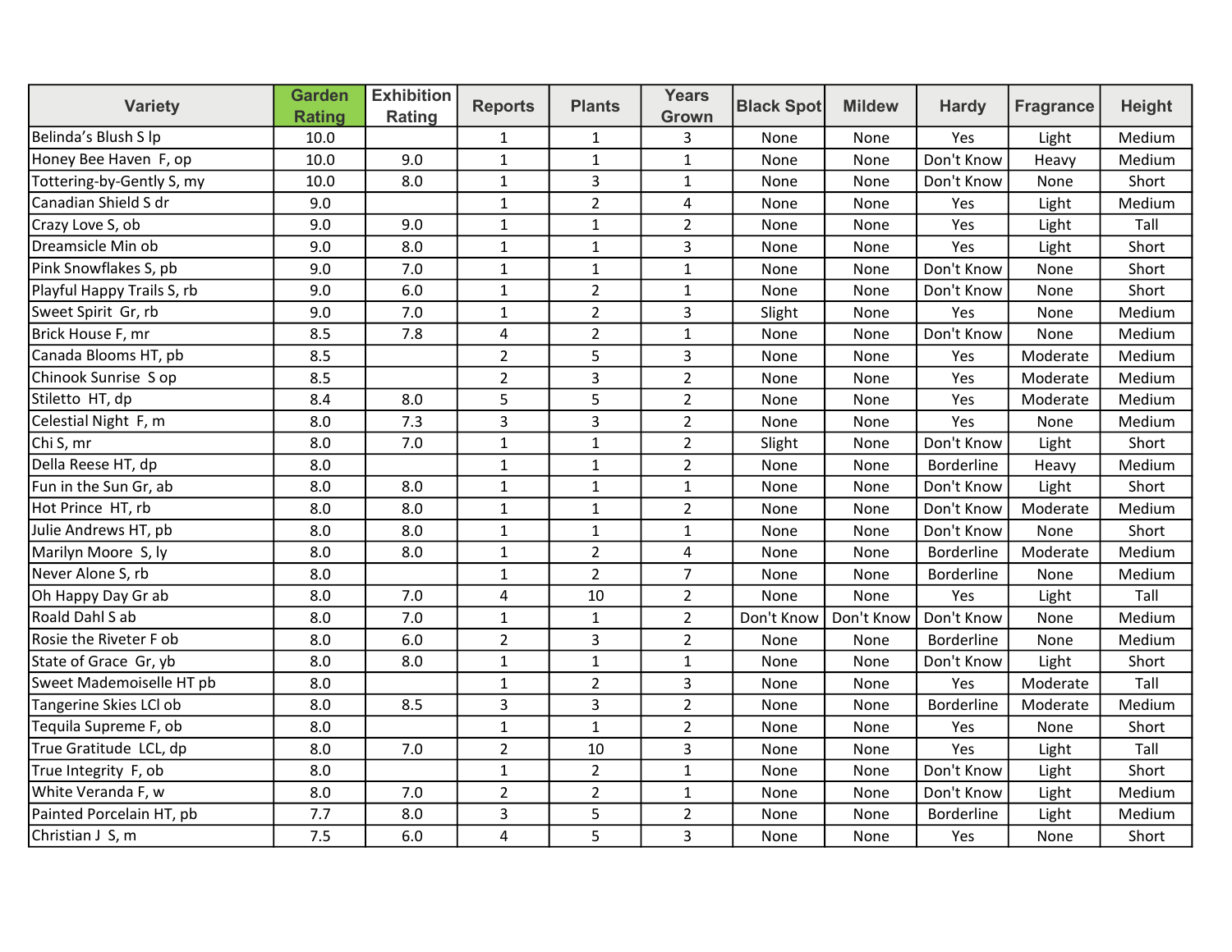| Variety | Garden Rating | Exhibition Rating | Reports | Plants | Years Grown | Black Spot | Mildew | Hardy | Fragrance | Height |
|---|---|---|---|---|---|---|---|---|---|---|
| Belinda's Blush S lp | 10.0 | | 1 | 1 | 3 | None | None | Yes | Light | Medium |
| Honey Bee Haven F, op | 10.0 | 9.0 | 1 | 1 | 1 | None | None | Don't Know | Heavy | Medium |
| Tottering-by-Gently S, my | 10.0 | 8.0 | 1 | 3 | 1 | None | None | Don't Know | None | Short |
| Canadian Shield S dr | 9.0 | | 1 | 2 | 4 | None | None | Yes | Light | Medium |
| Crazy Love S, ob | 9.0 | 9.0 | 1 | 1 | 2 | None | None | Yes | Light | Tall |
| Dreamsicle Min ob | 9.0 | 8.0 | 1 | 1 | 3 | None | None | Yes | Light | Short |
| Pink Snowflakes S, pb | 9.0 | 7.0 | 1 | 1 | 1 | None | None | Don't Know | None | Short |
| Playful Happy Trails S, rb | 9.0 | 6.0 | 1 | 2 | 1 | None | None | Don't Know | None | Short |
| Sweet Spirit Gr, rb | 9.0 | 7.0 | 1 | 2 | 3 | Slight | None | Yes | None | Medium |
| Brick House F, mr | 8.5 | 7.8 | 4 | 2 | 1 | None | None | Don't Know | None | Medium |
| Canada Blooms HT, pb | 8.5 | | 2 | 5 | 3 | None | None | Yes | Moderate | Medium |
| Chinook Sunrise S op | 8.5 | | 2 | 3 | 2 | None | None | Yes | Moderate | Medium |
| Stiletto HT, dp | 8.4 | 8.0 | 5 | 5 | 2 | None | None | Yes | Moderate | Medium |
| Celestial Night F, m | 8.0 | 7.3 | 3 | 3 | 2 | None | None | Yes | None | Medium |
| Chi S, mr | 8.0 | 7.0 | 1 | 1 | 2 | Slight | None | Don't Know | Light | Short |
| Della Reese HT, dp | 8.0 | | 1 | 1 | 2 | None | None | Borderline | Heavy | Medium |
| Fun in the Sun Gr, ab | 8.0 | 8.0 | 1 | 1 | 1 | None | None | Don't Know | Light | Short |
| Hot Prince HT, rb | 8.0 | 8.0 | 1 | 1 | 2 | None | None | Don't Know | Moderate | Medium |
| Julie Andrews HT, pb | 8.0 | 8.0 | 1 | 1 | 1 | None | None | Don't Know | None | Short |
| Marilyn Moore S, ly | 8.0 | 8.0 | 1 | 2 | 4 | None | None | Borderline | Moderate | Medium |
| Never Alone S, rb | 8.0 | | 1 | 2 | 7 | None | None | Borderline | None | Medium |
| Oh Happy Day Gr ab | 8.0 | 7.0 | 4 | 10 | 2 | None | None | Yes | Light | Tall |
| Roald Dahl S ab | 8.0 | 7.0 | 1 | 1 | 2 | Don't Know | Don't Know | Don't Know | None | Medium |
| Rosie the Riveter F ob | 8.0 | 6.0 | 2 | 3 | 2 | None | None | Borderline | None | Medium |
| State of Grace Gr, yb | 8.0 | 8.0 | 1 | 1 | 1 | None | None | Don't Know | Light | Short |
| Sweet Mademoiselle HT pb | 8.0 | | 1 | 2 | 3 | None | None | Yes | Moderate | Tall |
| Tangerine Skies LCl ob | 8.0 | 8.5 | 3 | 3 | 2 | None | None | Borderline | Moderate | Medium |
| Tequila Supreme F, ob | 8.0 | | 1 | 1 | 2 | None | None | Yes | None | Short |
| True Gratitude LCL, dp | 8.0 | 7.0 | 2 | 10 | 3 | None | None | Yes | Light | Tall |
| True Integrity F, ob | 8.0 | | 1 | 2 | 1 | None | None | Don't Know | Light | Short |
| White Veranda F, w | 8.0 | 7.0 | 2 | 2 | 1 | None | None | Don't Know | Light | Medium |
| Painted Porcelain HT, pb | 7.7 | 8.0 | 3 | 5 | 2 | None | None | Borderline | Light | Medium |
| Christian J S, m | 7.5 | 6.0 | 4 | 5 | 3 | None | None | Yes | None | Short |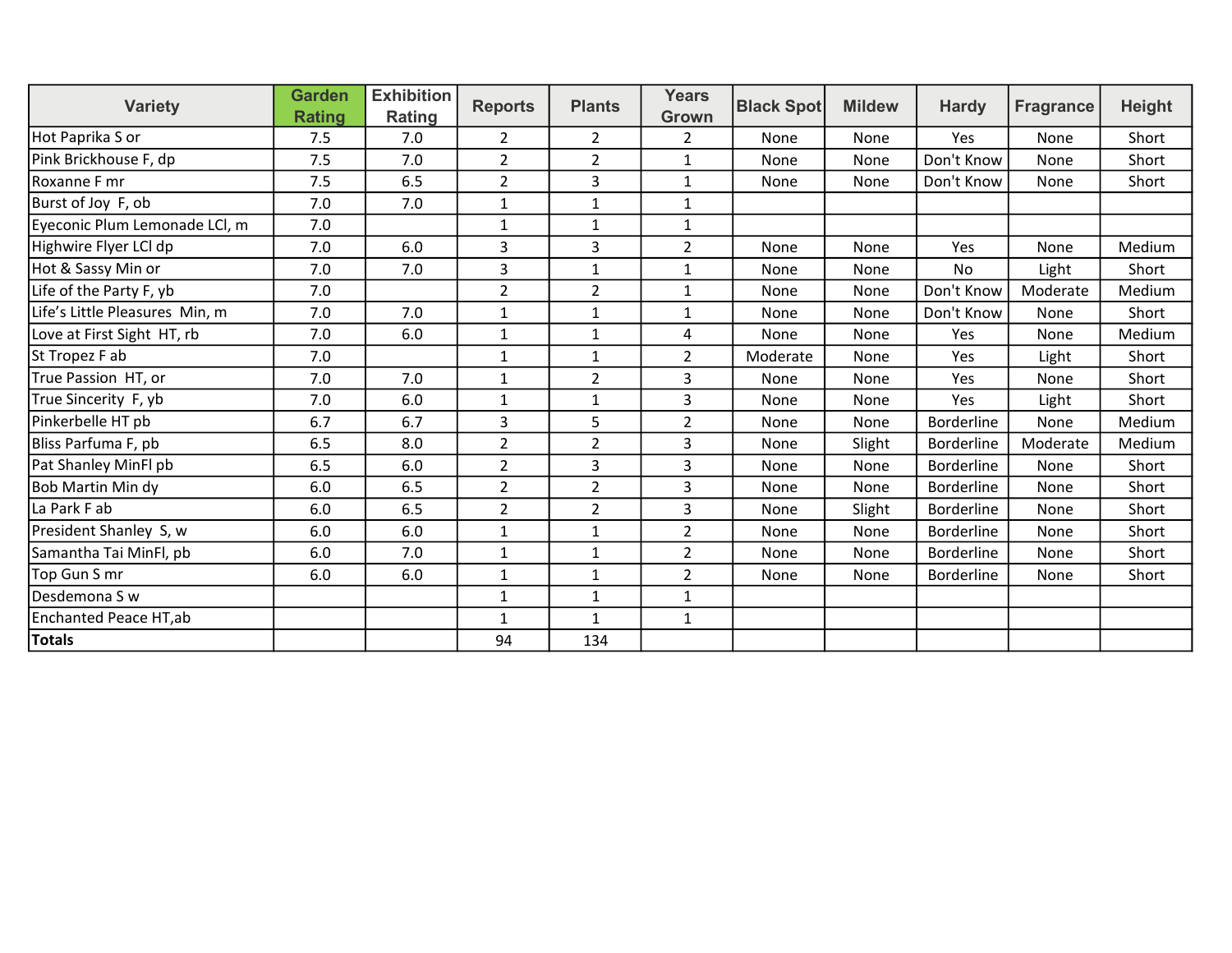| Variety | Garden Rating | Exhibition Rating | Reports | Plants | Years Grown | Black Spot | Mildew | Hardy | Fragrance | Height |
|---|---|---|---|---|---|---|---|---|---|---|
| Hot Paprika S or | 7.5 | 7.0 | 2 | 2 | 2 | None | None | Yes | None | Short |
| Pink Brickhouse F, dp | 7.5 | 7.0 | 2 | 2 | 1 | None | None | Don't Know | None | Short |
| Roxanne F mr | 7.5 | 6.5 | 2 | 3 | 1 | None | None | Don't Know | None | Short |
| Burst of Joy F, ob | 7.0 | 7.0 | 1 | 1 | 1 | | | | | |
| Eyeconic Plum Lemonade LCl, m | 7.0 | | 1 | 1 | 1 | | | | | |
| Highwire Flyer LCl dp | 7.0 | 6.0 | 3 | 3 | 2 | None | None | Yes | None | Medium |
| Hot & Sassy Min or | 7.0 | 7.0 | 3 | 1 | 1 | None | None | No | Light | Short |
| Life of the Party F, yb | 7.0 | | 2 | 2 | 1 | None | None | Don't Know | Moderate | Medium |
| Life’s Little Pleasures Min, m | 7.0 | 7.0 | 1 | 1 | 1 | None | None | Don't Know | None | Short |
| Love at First Sight HT, rb | 7.0 | 6.0 | 1 | 1 | 4 | None | None | Yes | None | Medium |
| St Tropez F ab | 7.0 | | 1 | 1 | 2 | Moderate | None | Yes | Light | Short |
| True Passion HT, or | 7.0 | 7.0 | 1 | 2 | 3 | None | None | Yes | None | Short |
| True Sincerity F, yb | 7.0 | 6.0 | 1 | 1 | 3 | None | None | Yes | Light | Short |
| Pinkerbelle HT pb | 6.7 | 6.7 | 3 | 5 | 2 | None | None | Borderline | None | Medium |
| Bliss Parfuma F, pb | 6.5 | 8.0 | 2 | 2 | 3 | None | Slight | Borderline | Moderate | Medium |
| Pat Shanley MinFl pb | 6.5 | 6.0 | 2 | 3 | 3 | None | None | Borderline | None | Short |
| Bob Martin Min dy | 6.0 | 6.5 | 2 | 2 | 3 | None | None | Borderline | None | Short |
| La Park F ab | 6.0 | 6.5 | 2 | 2 | 3 | None | Slight | Borderline | None | Short |
| President Shanley S, w | 6.0 | 6.0 | 1 | 1 | 2 | None | None | Borderline | None | Short |
| Samantha Tai MinFl, pb | 6.0 | 7.0 | 1 | 1 | 2 | None | None | Borderline | None | Short |
| Top Gun S mr | 6.0 | 6.0 | 1 | 1 | 2 | None | None | Borderline | None | Short |
| Desdemona S w | | | 1 | 1 | 1 | | | | | |
| Enchanted Peace HT,ab | | | 1 | 1 | 1 | | | | | |
| **Totals** | | | 94 | 134 | | | | | | |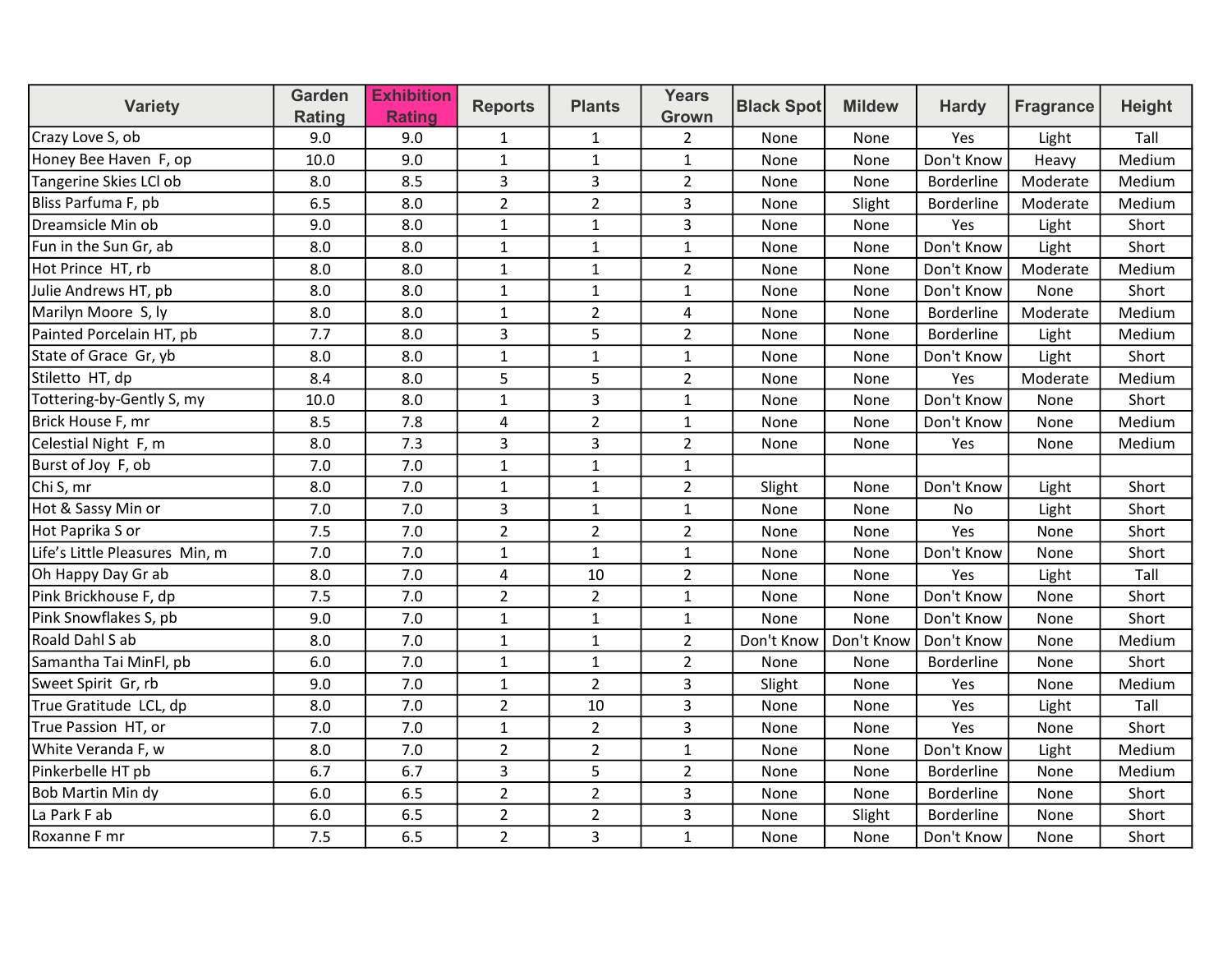| Variety | Garden Rating | Exhibition Rating | Reports | Plants | Years Grown | Black Spot | Mildew | Hardy | Fragrance | Height |
|---|---|---|---|---|---|---|---|---|---|---|
| Crazy Love S, ob | 9.0 | 9.0 | 1 | 1 | 2 | None | None | Yes | Light | Tall |
| Honey Bee Haven F, op | 10.0 | 9.0 | 1 | 1 | 1 | None | None | Don't Know | Heavy | Medium |
| Tangerine Skies LCl ob | 8.0 | 8.5 | 3 | 3 | 2 | None | None | Borderline | Moderate | Medium |
| Bliss Parfuma F, pb | 6.5 | 8.0 | 2 | 2 | 3 | None | Slight | Borderline | Moderate | Medium |
| Dreamsicle Min ob | 9.0 | 8.0 | 1 | 1 | 3 | None | None | Yes | Light | Short |
| Fun in the Sun Gr, ab | 8.0 | 8.0 | 1 | 1 | 1 | None | None | Don't Know | Light | Short |
| Hot Prince HT, rb | 8.0 | 8.0 | 1 | 1 | 2 | None | None | Don't Know | Moderate | Medium |
| Julie Andrews HT, pb | 8.0 | 8.0 | 1 | 1 | 1 | None | None | Don't Know | None | Short |
| Marilyn Moore S, ly | 8.0 | 8.0 | 1 | 2 | 4 | None | None | Borderline | Moderate | Medium |
| Painted Porcelain HT, pb | 7.7 | 8.0 | 3 | 5 | 2 | None | None | Borderline | Light | Medium |
| State of Grace Gr, yb | 8.0 | 8.0 | 1 | 1 | 1 | None | None | Don't Know | Light | Short |
| Stiletto HT, dp | 8.4 | 8.0 | 5 | 5 | 2 | None | None | Yes | Moderate | Medium |
| Tottering-by-Gently S, my | 10.0 | 8.0 | 1 | 3 | 1 | None | None | Don't Know | None | Short |
| Brick House F, mr | 8.5 | 7.8 | 4 | 2 | 1 | None | None | Don't Know | None | Medium |
| Celestial Night F, m | 8.0 | 7.3 | 3 | 3 | 2 | None | None | Yes | None | Medium |
| Burst of Joy F, ob | 7.0 | 7.0 | 1 | 1 | 1 | | | | | |
| Chi S, mr | 8.0 | 7.0 | 1 | 1 | 2 | Slight | None | Don't Know | Light | Short |
| Hot & Sassy Min or | 7.0 | 7.0 | 3 | 1 | 1 | None | None | No | Light | Short |
| Hot Paprika S or | 7.5 | 7.0 | 2 | 2 | 2 | None | None | Yes | None | Short |
| Life's Little Pleasures Min, m | 7.0 | 7.0 | 1 | 1 | 1 | None | None | Don't Know | None | Short |
| Oh Happy Day Gr ab | 8.0 | 7.0 | 4 | 10 | 2 | None | None | Yes | Light | Tall |
| Pink Brickhouse F, dp | 7.5 | 7.0 | 2 | 2 | 1 | None | None | Don't Know | None | Short |
| Pink Snowflakes S, pb | 9.0 | 7.0 | 1 | 1 | 1 | None | None | Don't Know | None | Short |
| Roald Dahl S ab | 8.0 | 7.0 | 1 | 1 | 2 | Don't Know | Don't Know | Don't Know | None | Medium |
| Samantha Tai MinFl, pb | 6.0 | 7.0 | 1 | 1 | 2 | None | None | Borderline | None | Short |
| Sweet Spirit Gr, rb | 9.0 | 7.0 | 1 | 2 | 3 | Slight | None | Yes | None | Medium |
| True Gratitude LCL, dp | 8.0 | 7.0 | 2 | 10 | 3 | None | None | Yes | Light | Tall |
| True Passion HT, or | 7.0 | 7.0 | 1 | 2 | 3 | None | None | Yes | None | Short |
| White Veranda F, w | 8.0 | 7.0 | 2 | 2 | 1 | None | None | Don't Know | Light | Medium |
| Pinkerbelle HT pb | 6.7 | 6.7 | 3 | 5 | 2 | None | None | Borderline | None | Medium |
| Bob Martin Min dy | 6.0 | 6.5 | 2 | 2 | 3 | None | None | Borderline | None | Short |
| La Park F ab | 6.0 | 6.5 | 2 | 2 | 3 | None | Slight | Borderline | None | Short |
| Roxanne F mr | 7.5 | 6.5 | 2 | 3 | 1 | None | None | Don't Know | None | Short |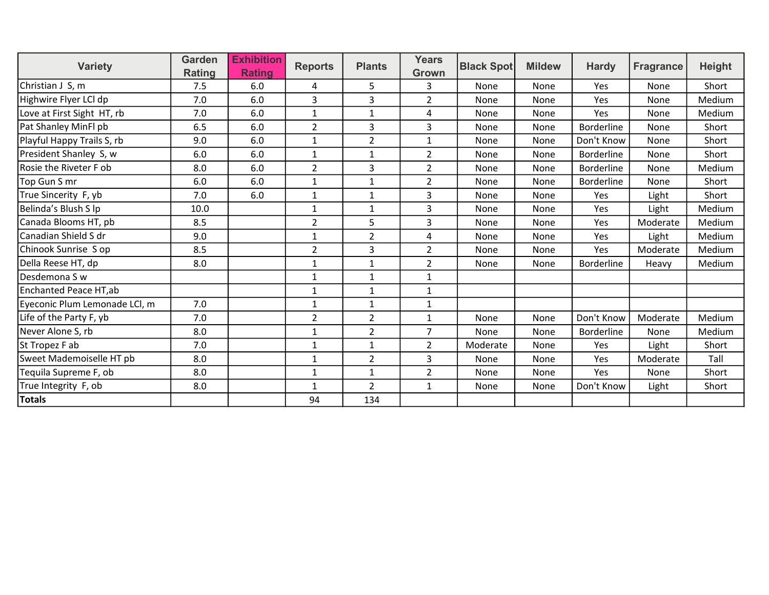| Variety | Garden Rating | Exhibition Rating | Reports | Plants | Years Grown | Black Spot | Mildew | Hardy | Fragrance | Height |
|---|---|---|---|---|---|---|---|---|---|---|
| Christian J S, m | 7.5 | 6.0 | 4 | 5 | 3 | None | None | Yes | None | Short |
| Highwire Flyer LCl dp | 7.0 | 6.0 | 3 | 3 | 2 | None | None | Yes | None | Medium |
| Love at First Sight HT, rb | 7.0 | 6.0 | 1 | 1 | 4 | None | None | Yes | None | Medium |
| Pat Shanley MinFl pb | 6.5 | 6.0 | 2 | 3 | 3 | None | None | Borderline | None | Short |
| Playful Happy Trails S, rb | 9.0 | 6.0 | 1 | 2 | 1 | None | None | Don't Know | None | Short |
| President Shanley S, w | 6.0 | 6.0 | 1 | 1 | 2 | None | None | Borderline | None | Short |
| Rosie the Riveter F ob | 8.0 | 6.0 | 2 | 3 | 2 | None | None | Borderline | None | Medium |
| Top Gun S mr | 6.0 | 6.0 | 1 | 1 | 2 | None | None | Borderline | None | Short |
| True Sincerity F, yb | 7.0 | 6.0 | 1 | 1 | 3 | None | None | Yes | Light | Short |
| Belinda's Blush S lp | 10.0 | | 1 | 1 | 3 | None | None | Yes | Light | Medium |
| Canada Blooms HT, pb | 8.5 | | 2 | 5 | 3 | None | None | Yes | Moderate | Medium |
| Canadian Shield S dr | 9.0 | | 1 | 2 | 4 | None | None | Yes | Light | Medium |
| Chinook Sunrise S op | 8.5 | | 2 | 3 | 2 | None | None | Yes | Moderate | Medium |
| Della Reese HT, dp | 8.0 | | 1 | 1 | 2 | None | None | Borderline | Heavy | Medium |
| Desdemona S w | | | 1 | 1 | 1 | | | | | |
| Enchanted Peace HT,ab | | | 1 | 1 | 1 | | | | | |
| Eyeconic Plum Lemonade LCl, m | 7.0 | | 1 | 1 | 1 | | | | | |
| Life of the Party F, yb | 7.0 | | 2 | 2 | 1 | None | None | Don't Know | Moderate | Medium |
| Never Alone S, rb | 8.0 | | 1 | 2 | 7 | None | None | Borderline | None | Medium |
| St Tropez F ab | 7.0 | | 1 | 1 | 2 | Moderate | None | Yes | Light | Short |
| Sweet Mademoiselle HT pb | 8.0 | | 1 | 2 | 3 | None | None | Yes | Moderate | Tall |
| Tequila Supreme F, ob | 8.0 | | 1 | 1 | 2 | None | None | Yes | None | Short |
| True Integrity F, ob | 8.0 | | 1 | 2 | 1 | None | None | Don't Know | Light | Short |
| **Totals** | | | 94 | 134 | | | | | | |